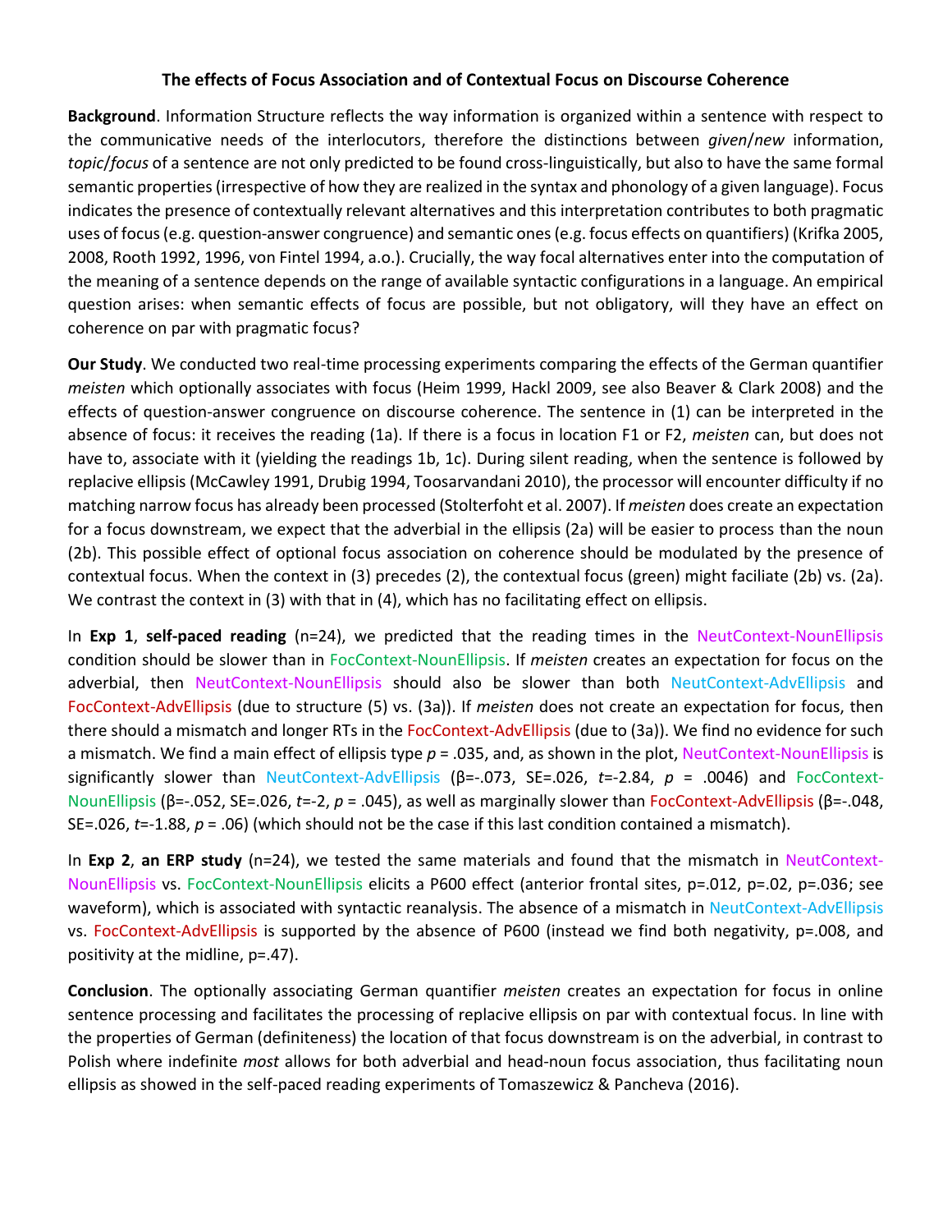# The effects of Focus Association and of Contextual Focus on Discourse Coherence

**Background**. Information Structure reflects the way information is organized within a sentence with respect to the communicative needs of the interlocutors, therefore the distinctions between *given*/*new* information, *topic*/*focus* of a sentence are not only predicted to be found cross-linguistically, but also to have the same formal semantic properties (irrespective of how they are realized in the syntax and phonology of a given language). Focus indicates the presence of contextually relevant alternatives and this interpretation contributes to both pragmatic uses of focus (e.g. question-answer congruence) and semantic ones (e.g. focus effects on quantifiers) (Krifka 2005, 2008, Rooth 1992, 1996, von Fintel 1994, a.o.). Crucially, the way focal alternatives enter into the computation of the meaning of a sentence depends on the range of available syntactic configurations in a language. An empirical question arises: when semantic effects of focus are possible, but not obligatory, will they have an effect on coherence on par with pragmatic focus?

**Our Study**. We conducted two real-time processing experiments comparing the effects of the German quantifier *meisten* which optionally associates with focus (Heim 1999, Hackl 2009, see also Beaver & Clark 2008) and the effects of question-answer congruence on discourse coherence. The sentence in (1) can be interpreted in the absence of focus: it receives the reading (1a). If there is a focus in location F1 or F2, *meisten* can, but does not have to, associate with it (yielding the readings 1b, 1c). During silent reading, when the sentence is followed by replacive ellipsis (McCawley 1991, Drubig 1994, Toosarvandani 2010), the processor will encounter difficulty if no matching narrow focus has already been processed (Stolterfoht et al. 2007). If *meisten* does create an expectation for a focus downstream, we expect that the adverbial in the ellipsis (2a) will be easier to process than the noun (2b). This possible effect of optional focus association on coherence should be modulated by the presence of contextual focus. When the context in (3) precedes (2), the contextual focus (green) might faciliate (2b) vs. (2a). We contrast the context in (3) with that in (4), which has no facilitating effect on ellipsis.

In **Exp 1**, **self-paced reading** (n=24), we predicted that the reading times in the NeutContext-NounEllipsis condition should be slower than in FocContext-NounEllipsis. If *meisten* creates an expectation for focus on the adverbial, then NeutContext-NounEllipsis should also be slower than both NeutContext-AdvEllipsis and FocContext-AdvEllipsis (due to structure (5) vs. (3a)). If *meisten* does not create an expectation for focus, then there should a mismatch and longer RTs in the FocContext-AdvEllipsis (due to (3a)). We find no evidence for such a mismatch. We find a main effect of ellipsis type $p = .035$, and, as shown in the plot, NeutContext-NounEllipsis is significantly slower than NeutContext-AdvEllipsis (β=-.073, SE=.026, $t$=-2.84, $p = .0046$) and FocContext-NounEllipsis (β=-.052, SE=.026, $t$=-2, $p = .045$), as well as marginally slower than FocContext-AdvEllipsis (β=-.048, SE=.026, $t$=-1.88, $p = .06$) (which should not be the case if this last condition contained a mismatch).

In **Exp 2**, **an ERP study** (n=24), we tested the same materials and found that the mismatch in NeutContext-NounEllipsis vs. FocContext-NounEllipsis elicits a P600 effect (anterior frontal sites, p=.012, p=.02, p=.036; see waveform), which is associated with syntactic reanalysis. The absence of a mismatch in NeutContext-AdvEllipsis vs. FocContext-AdvEllipsis is supported by the absence of P600 (instead we find both negativity, p=.008, and positivity at the midline, p=.47).

**Conclusion**. The optionally associating German quantifier *meisten* creates an expectation for focus in online sentence processing and facilitates the processing of replacive ellipsis on par with contextual focus. In line with the properties of German (definiteness) the location of that focus downstream is on the adverbial, in contrast to Polish where indefinite *most* allows for both adverbial and head-noun focus association, thus facilitating noun ellipsis as showed in the self-paced reading experiments of Tomaszewicz & Pancheva (2016).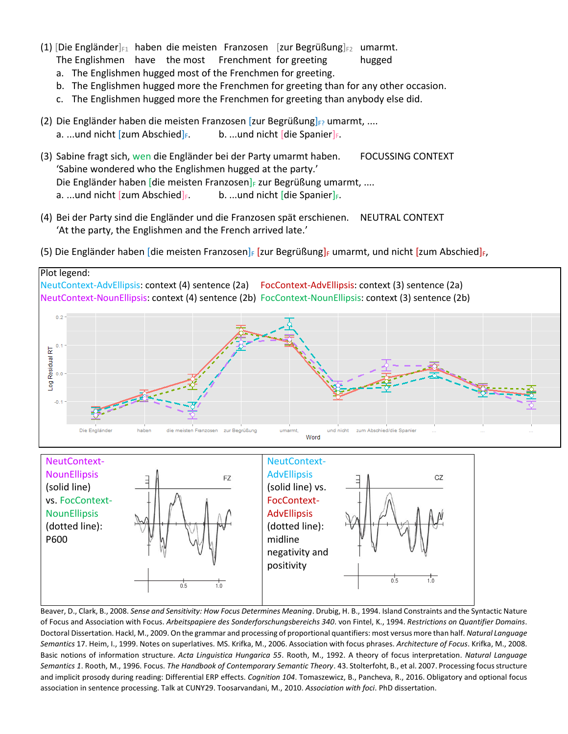(1) [Die Engländer]$_{F1}$ haben die meisten Franzosen [zur Begrüßung]$_{F2}$ umarmt.
The Englishmen have the most Frenchment for greeting hugged

a. The Englishmen hugged most of the Frenchmen for greeting.
b. The Englishmen hugged more the Frenchmen for greeting than for any other occasion.
c. The Englishmen hugged more the Frenchmen for greeting than anybody else did.

(2) Die Engländer haben die meisten Franzosen [zur Begrüßung]$_{F?}$ umarmt, ....
a. ...und nicht [zum Abschied]$_F$. b. ...und nicht [die Spanier]$_F$.

(3) Sabine fragt sich, wen die Engländer bei der Party umarmt haben. FOCUSSING CONTEXT
'Sabine wondered who the Englishmen hugged at the party.'
Die Engländer haben [die meisten Franzosen]$_F$ zur Begrüßung umarmt, ....
a. ...und nicht [zum Abschied]$_F$. b. ...und nicht [die Spanier]$_F$.

(4) Bei der Party sind die Engländer und die Franzosen spät erschienen. NEUTRAL CONTEXT
'At the party, the Englishmen and the French arrived late.'

(5) Die Engländer haben [die meisten Franzosen]$_F$ [zur Begrüßung]$_F$ umarmt, und nicht [zum Abschied]$_F$,

Plot legend:
NeutContext-AdvEllipsis: context (4) sentence (2a) FocContext-AdvEllipsis: context (3) sentence (2a)
NeutContext-NounEllipsis: context (4) sentence (2b) FocContext-NounEllipsis: context (3) sentence (2b)

0.2
0.1
0.0
-0.1
Log Residual RT
Die Engländer
haben
die meisten Franzosen
zur Begrüßung
umarmt,
und nicht
zum Abschied/die Spanier
...
...
...
Word

NeutContext-NounEllipsis (solid line) vs. FocContext-NounEllipsis (dotted line): P600

FZ
0.5
1.0

NeutContext-AdvEllipsis (solid line) vs. FocContext-AdvEllipsis (dotted line): midline negativity and positivity

CZ
0.5
1.0

Beaver, D., Clark, B., 2008. *Sense and Sensitivity: How Focus Determines Meaning*. Drubig, H. B., 1994. Island Constraints and the Syntactic Nature of Focus and Association with Focus. *Arbeitspapiere des Sonderforschungsbereichs 340*. von Fintel, K., 1994. *Restrictions on Quantifier Domains*. Doctoral Dissertation. Hackl, M., 2009. On the grammar and processing of proportional quantifiers: most versus more than half. *Natural Language Semantics* 17. Heim, I., 1999. Notes on superlatives. MS. Krifka, M., 2006. Association with focus phrases. *Architecture of Focus*. Krifka, M., 2008. Basic notions of information structure. *Acta Linguistica Hungarica 55*. Rooth, M., 1992. A theory of focus interpretation. *Natural Language Semantics 1*. Rooth, M., 1996. Focus. *The Handbook of Contemporary Semantic Theory*. 43. Stolterfoht, B., et al. 2007. Processing focus structure and implicit prosody during reading: Differential ERP effects. *Cognition 104*. Tomaszewicz, B., Pancheva, R., 2016. Obligatory and optional focus association in sentence processing. Talk at CUNY29. Toosarvandani, M., 2010. *Association with foci*. PhD dissertation.